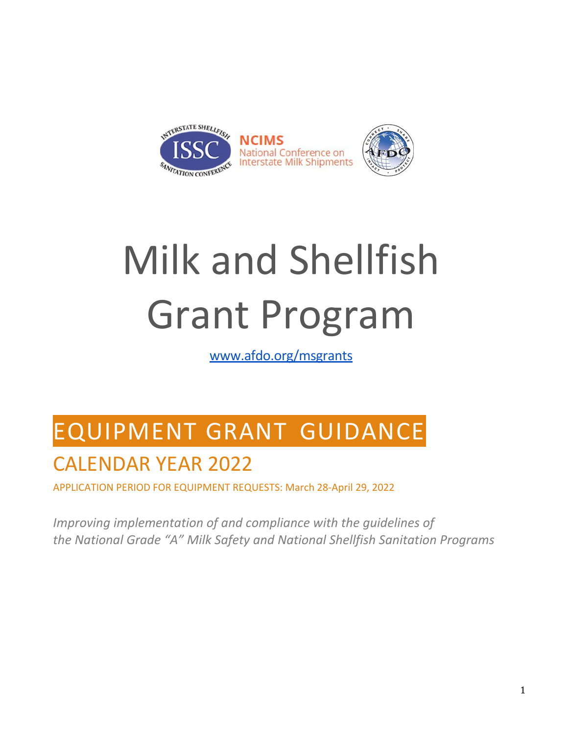# Milk and Shellfish Grant Program

[www.afdo.org/msgrants](www.afdo.org/msgrants)

## EQUIPMENT GRANT GUIDANCE

### CALENDAR YEAR 2022

APPLICATION PERIOD FOR EQUIPMENT REQUESTS: March 28-April 29, 2022

*Improving implementation of and compliance with the guidelines of the National Grade "A" Milk Safety and National Shellfish Sanitation Programs*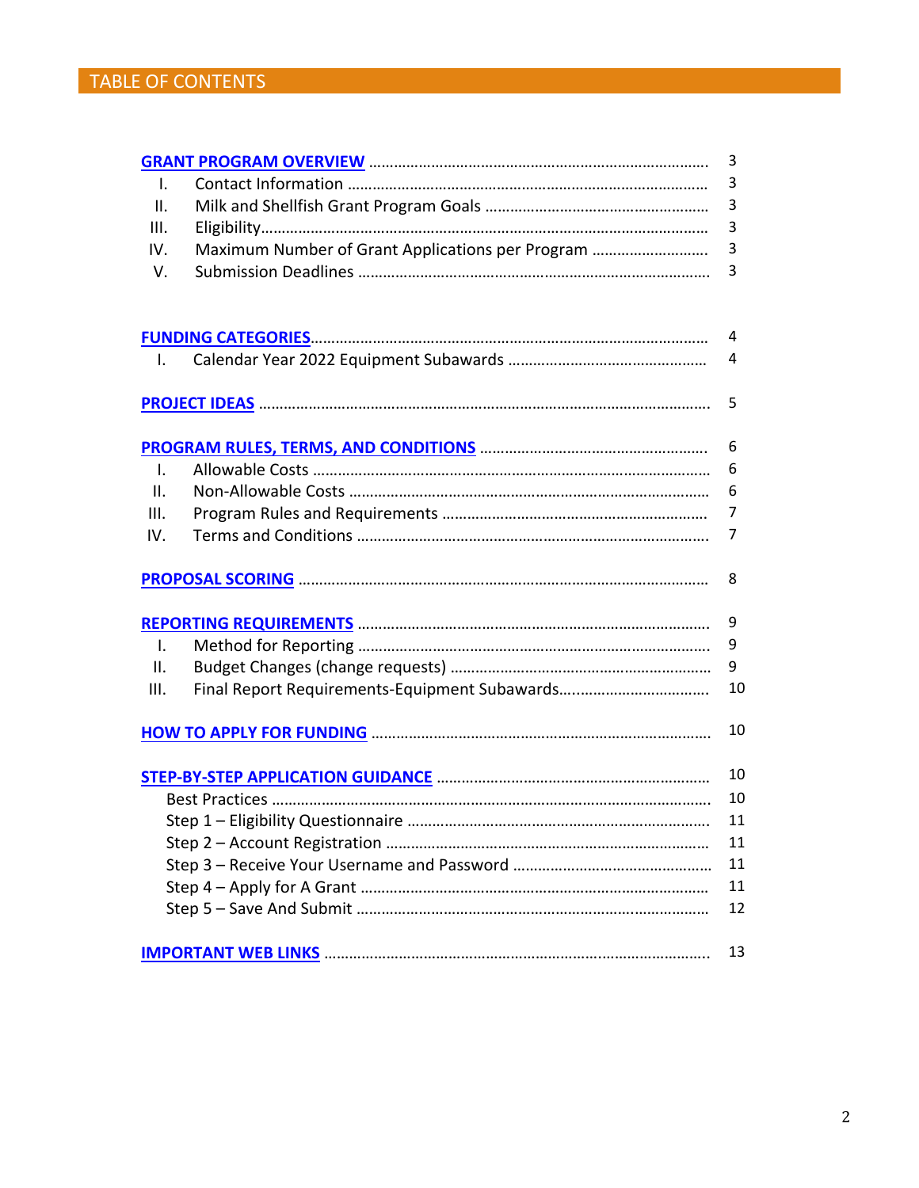## TABLE OF CONTENTS

| | |
|---|---|
| **GRANT PROGRAM OVERVIEW** | 3 |
| I. Contact Information | 3 |
| II. Milk and Shellfish Grant Program Goals | 3 |
| III. Eligibility | 3 |
| IV. Maximum Number of Grant Applications per Program | 3 |
| V. Submission Deadlines | 3 |
| **FUNDING CATEGORIES** | 4 |
| I. Calendar Year 2022 Equipment Subawards | 4 |
| **PROJECT IDEAS** | 5 |
| **PROGRAM RULES, TERMS, AND CONDITIONS** | 6 |
| I. Allowable Costs | 6 |
| II. Non-Allowable Costs | 6 |
| III. Program Rules and Requirements | 7 |
| IV. Terms and Conditions | 7 |
| **PROPOSAL SCORING** | 8 |
| **REPORTING REQUIREMENTS** | 9 |
| I. Method for Reporting | 9 |
| II. Budget Changes (change requests) | 9 |
| III. Final Report Requirements-Equipment Subawards | 10 |
| **HOW TO APPLY FOR FUNDING** | 10 |
| **STEP-BY-STEP APPLICATION GUIDANCE** | 10 |
| Best Practices | 10 |
| Step 1 – Eligibility Questionnaire | 11 |
| Step 2 – Account Registration | 11 |
| Step 3 – Receive Your Username and Password | 11 |
| Step 4 – Apply for A Grant | 11 |
| Step 5 – Save And Submit | 12 |
| **IMPORTANT WEB LINKS** | 13 |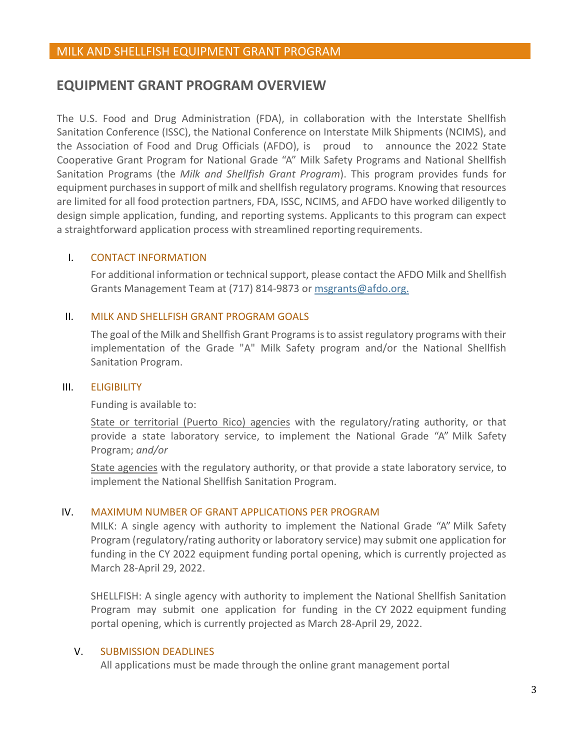MILK AND SHELLFISH EQUIPMENT GRANT PROGRAM

## EQUIPMENT GRANT PROGRAM OVERVIEW

The U.S. Food and Drug Administration (FDA), in collaboration with the Interstate Shellfish Sanitation Conference (ISSC), the National Conference on Interstate Milk Shipments (NCIMS), and the Association of Food and Drug Officials (AFDO), is proud to announce the 2022 State Cooperative Grant Program for National Grade "A" Milk Safety Programs and National Shellfish Sanitation Programs (the *Milk and Shellfish Grant Program*). This program provides funds for equipment purchases in support of milk and shellfish regulatory programs. Knowing that resources are limited for all food protection partners, FDA, ISSC, NCIMS, and AFDO have worked diligently to design simple application, funding, and reporting systems. Applicants to this program can expect a straightforward application process with streamlined reporting requirements.

I. CONTACT INFORMATION

For additional information or technical support, please contact the AFDO Milk and Shellfish Grants Management Team at (717) 814-9873 or msgrants@afdo.org.

II. MILK AND SHELLFISH GRANT PROGRAM GOALS

The goal of the Milk and Shellfish Grant Programs is to assist regulatory programs with their implementation of the Grade "A" Milk Safety program and/or the National Shellfish Sanitation Program.

III. ELIGIBILITY

Funding is available to:

State or territorial (Puerto Rico) agencies with the regulatory/rating authority, or that provide a state laboratory service, to implement the National Grade "A" Milk Safety Program; *and/or*

State agencies with the regulatory authority, or that provide a state laboratory service, to implement the National Shellfish Sanitation Program.

IV. MAXIMUM NUMBER OF GRANT APPLICATIONS PER PROGRAM

MILK: A single agency with authority to implement the National Grade "A" Milk Safety Program (regulatory/rating authority or laboratory service) may submit one application for funding in the CY 2022 equipment funding portal opening, which is currently projected as March 28-April 29, 2022.

SHELLFISH: A single agency with authority to implement the National Shellfish Sanitation Program may submit one application for funding in the CY 2022 equipment funding portal opening, which is currently projected as March 28-April 29, 2022.

V. SUBMISSION DEADLINES

All applications must be made through the online grant management portal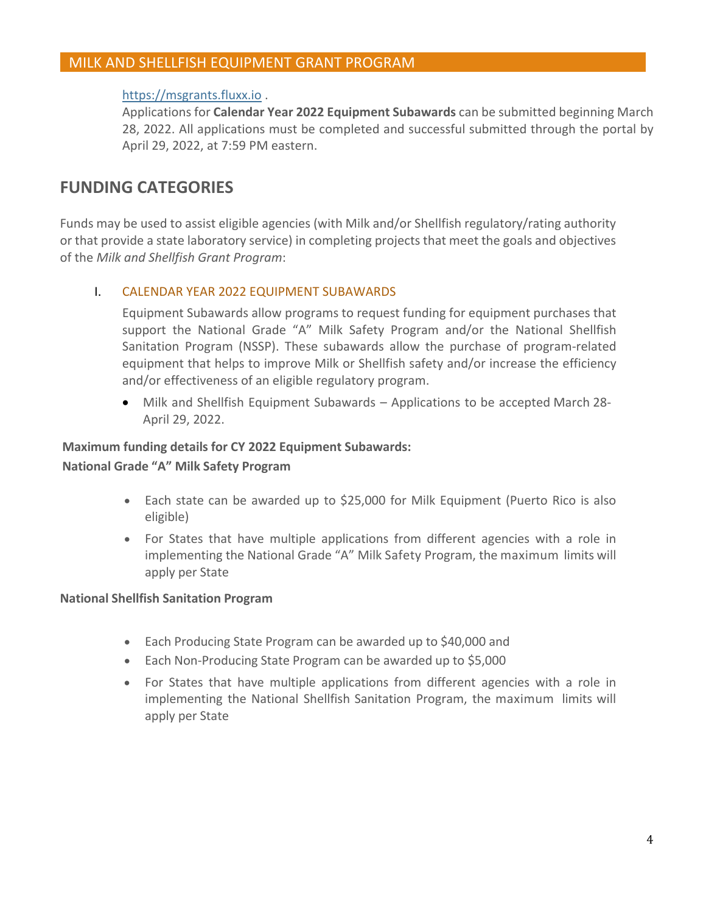https://msgrants.fluxx.io .

Applications for **Calendar Year 2022 Equipment Subawards** can be submitted beginning March 28, 2022. All applications must be completed and successful submitted through the portal by April 29, 2022, at 7:59 PM eastern.

## FUNDING CATEGORIES

Funds may be used to assist eligible agencies (with Milk and/or Shellfish regulatory/rating authority or that provide a state laboratory service) in completing projects that meet the goals and objectives of the *Milk and Shellfish Grant Program*:

### I. CALENDAR YEAR 2022 EQUIPMENT SUBAWARDS

Equipment Subawards allow programs to request funding for equipment purchases that support the National Grade "A" Milk Safety Program and/or the National Shellfish Sanitation Program (NSSP). These subawards allow the purchase of program-related equipment that helps to improve Milk or Shellfish safety and/or increase the efficiency and/or effectiveness of an eligible regulatory program.

- Milk and Shellfish Equipment Subawards – Applications to be accepted March 28-April 29, 2022.

**Maximum funding details for CY 2022 Equipment Subawards:**

**National Grade "A" Milk Safety Program**

- Each state can be awarded up to $25,000 for Milk Equipment (Puerto Rico is also eligible)
- For States that have multiple applications from different agencies with a role in implementing the National Grade "A" Milk Safety Program, the maximum limits will apply per State

**National Shellfish Sanitation Program**

- Each Producing State Program can be awarded up to $40,000 and
- Each Non-Producing State Program can be awarded up to $5,000
- For States that have multiple applications from different agencies with a role in implementing the National Shellfish Sanitation Program, the maximum limits will apply per State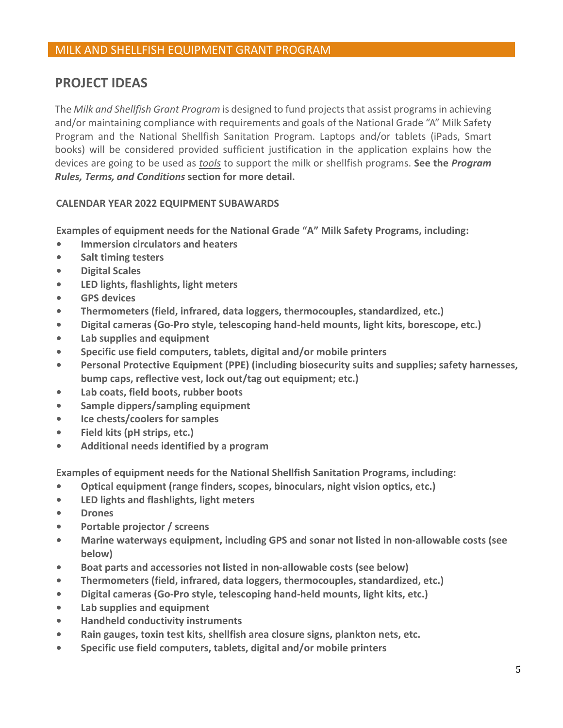## PROJECT IDEAS

The *Milk and Shellfish Grant Program* is designed to fund projects that assist programs in achieving and/or maintaining compliance with requirements and goals of the National Grade "A" Milk Safety Program and the National Shellfish Sanitation Program. Laptops and/or tablets (iPads, Smart books) will be considered provided sufficient justification in the application explains how the devices are going to be used as *tools* to support the milk or shellfish programs. **See the *Program Rules, Terms, and Conditions* section for more detail.**

### CALENDAR YEAR 2022 EQUIPMENT SUBAWARDS

**Examples of equipment needs for the National Grade "A" Milk Safety Programs, including:**

- **Immersion circulators and heaters**
- **Salt timing testers**
- **Digital Scales**
- **LED lights, flashlights, light meters**
- **GPS devices**
- **Thermometers (field, infrared, data loggers, thermocouples, standardized, etc.)**
- **Digital cameras (Go-Pro style, telescoping hand-held mounts, light kits, borescope, etc.)**
- **Lab supplies and equipment**
- **Specific use field computers, tablets, digital and/or mobile printers**
- **Personal Protective Equipment (PPE) (including biosecurity suits and supplies; safety harnesses, bump caps, reflective vest, lock out/tag out equipment; etc.)**
- **Lab coats, field boots, rubber boots**
- **Sample dippers/sampling equipment**
- **Ice chests/coolers for samples**
- **Field kits (pH strips, etc.)**
- **Additional needs identified by a program**

**Examples of equipment needs for the National Shellfish Sanitation Programs, including:**

- **Optical equipment (range finders, scopes, binoculars, night vision optics, etc.)**
- **LED lights and flashlights, light meters**
- **Drones**
- **Portable projector / screens**
- **Marine waterways equipment, including GPS and sonar not listed in non-allowable costs (see below)**
- **Boat parts and accessories not listed in non-allowable costs (see below)**
- **Thermometers (field, infrared, data loggers, thermocouples, standardized, etc.)**
- **Digital cameras (Go-Pro style, telescoping hand-held mounts, light kits, etc.)**
- **Lab supplies and equipment**
- **Handheld conductivity instruments**
- **Rain gauges, toxin test kits, shellfish area closure signs, plankton nets, etc.**
- **Specific use field computers, tablets, digital and/or mobile printers**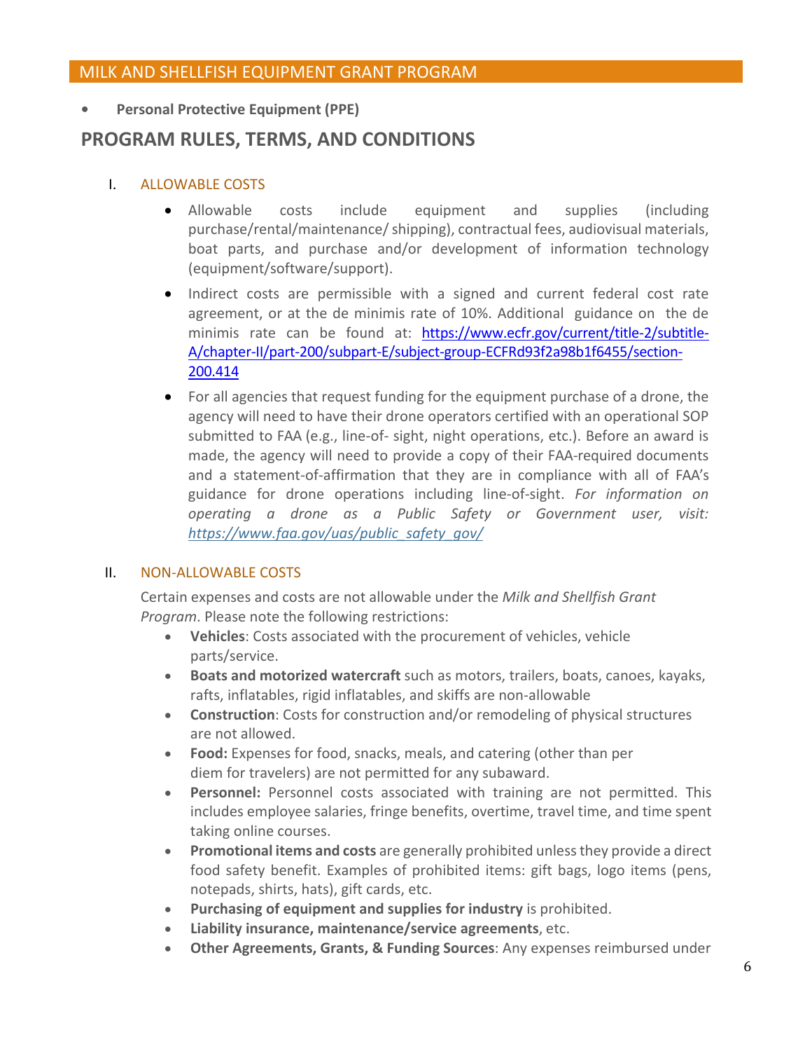- **Personal Protective Equipment (PPE)**

## PROGRAM RULES, TERMS, AND CONDITIONS

### I. ALLOWABLE COSTS

- Allowable costs include equipment and supplies (including purchase/rental/maintenance/ shipping), contractual fees, audiovisual materials, boat parts, and purchase and/or development of information technology (equipment/software/support).
- Indirect costs are permissible with a signed and current federal cost rate agreement, or at the de minimis rate of 10%. Additional guidance on the de minimis rate can be found at: [https://www.ecfr.gov/current/title-2/subtitle-A/chapter-II/part-200/subpart-E/subject-group-ECFRd93f2a98b1f6455/section-200.414](https://www.ecfr.gov/current/title-2/subtitle-A/chapter-II/part-200/subpart-E/subject-group-ECFRd93f2a98b1f6455/section-200.414)
- For all agencies that request funding for the equipment purchase of a drone, the agency will need to have their drone operators certified with an operational SOP submitted to FAA (e.g., line-of- sight, night operations, etc.). Before an award is made, the agency will need to provide a copy of their FAA-required documents and a statement-of-affirmation that they are in compliance with all of FAA's guidance for drone operations including line-of-sight. *For information on operating a drone as a Public Safety or Government user, visit: [https://www.faa.gov/uas/public_safety_gov/](https://www.faa.gov/uas/public_safety_gov/)*

### II. NON-ALLOWABLE COSTS

Certain expenses and costs are not allowable under the *Milk and Shellfish Grant Program*. Please note the following restrictions:

- **Vehicles**: Costs associated with the procurement of vehicles, vehicle parts/service.
- **Boats and motorized watercraft** such as motors, trailers, boats, canoes, kayaks, rafts, inflatables, rigid inflatables, and skiffs are non-allowable
- **Construction**: Costs for construction and/or remodeling of physical structures are not allowed.
- **Food:** Expenses for food, snacks, meals, and catering (other than per diem for travelers) are not permitted for any subaward.
- **Personnel:** Personnel costs associated with training are not permitted. This includes employee salaries, fringe benefits, overtime, travel time, and time spent taking online courses.
- **Promotional items and costs** are generally prohibited unless they provide a direct food safety benefit. Examples of prohibited items: gift bags, logo items (pens, notepads, shirts, hats), gift cards, etc.
- **Purchasing of equipment and supplies for industry** is prohibited.
- **Liability insurance, maintenance/service agreements**, etc.
- **Other Agreements, Grants, & Funding Sources**: Any expenses reimbursed under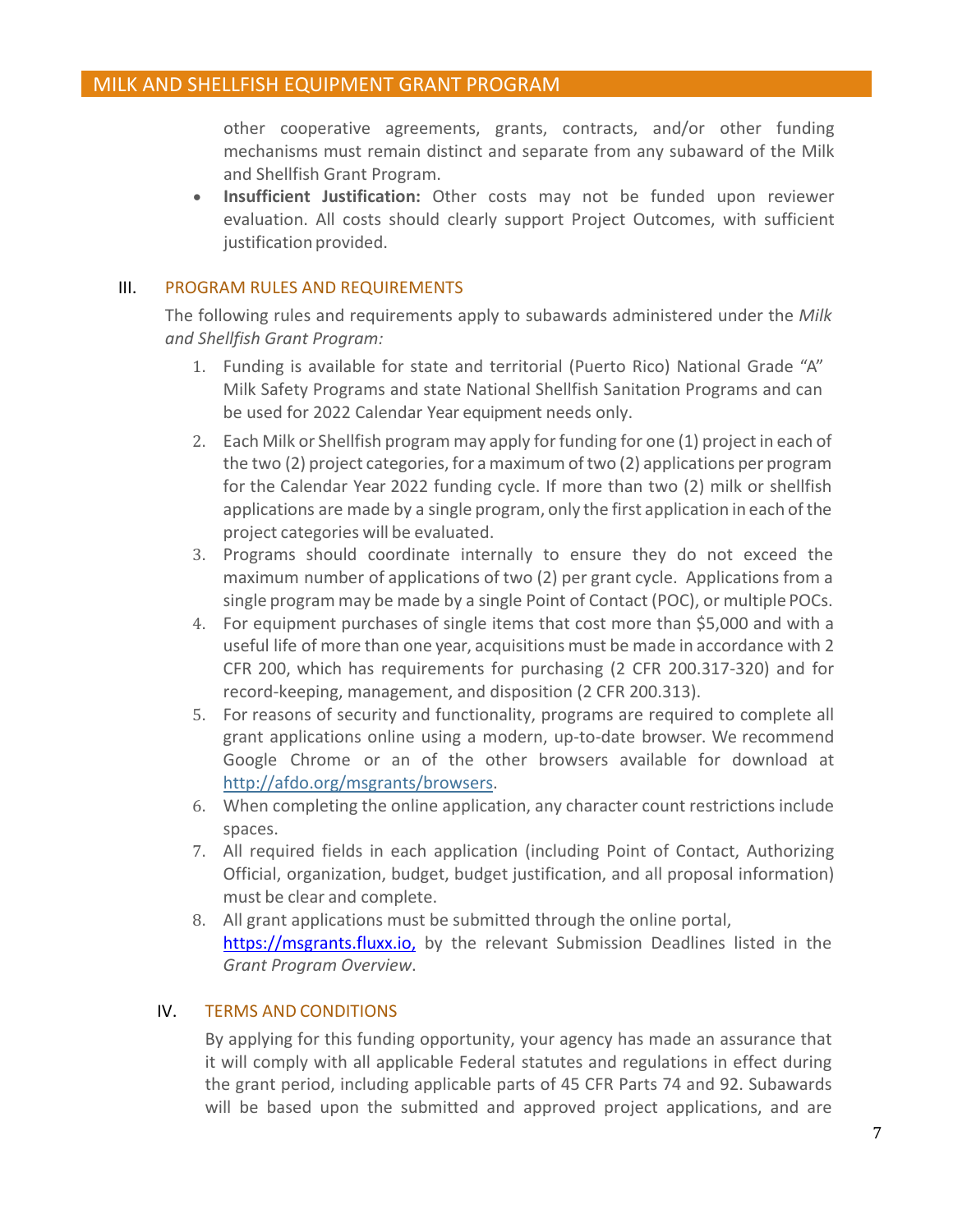other cooperative agreements, grants, contracts, and/or other funding mechanisms must remain distinct and separate from any subaward of the Milk and Shellfish Grant Program.

- **Insufficient Justification:** Other costs may not be funded upon reviewer evaluation. All costs should clearly support Project Outcomes, with sufficient justification provided.

## III. PROGRAM RULES AND REQUIREMENTS

The following rules and requirements apply to subawards administered under the *Milk and Shellfish Grant Program:*

1. Funding is available for state and territorial (Puerto Rico) National Grade "A" Milk Safety Programs and state National Shellfish Sanitation Programs and can be used for 2022 Calendar Year equipment needs only.
2. Each Milk or Shellfish program may apply for funding for one (1) project in each of the two (2) project categories, for a maximum of two (2) applications per program for the Calendar Year 2022 funding cycle. If more than two (2) milk or shellfish applications are made by a single program, only the first application in each of the project categories will be evaluated.
3. Programs should coordinate internally to ensure they do not exceed the maximum number of applications of two (2) per grant cycle. Applications from a single program may be made by a single Point of Contact (POC), or multiple POCs.
4. For equipment purchases of single items that cost more than $5,000 and with a useful life of more than one year, acquisitions must be made in accordance with 2 CFR 200, which has requirements for purchasing (2 CFR 200.317-320) and for record-keeping, management, and disposition (2 CFR 200.313).
5. For reasons of security and functionality, programs are required to complete all grant applications online using a modern, up-to-date browser. We recommend Google Chrome or an of the other browsers available for download at http://afdo.org/msgrants/browsers.
6. When completing the online application, any character count restrictions include spaces.
7. All required fields in each application (including Point of Contact, Authorizing Official, organization, budget, budget justification, and all proposal information) must be clear and complete.
8. All grant applications must be submitted through the online portal, https://msgrants.fluxx.io, by the relevant Submission Deadlines listed in the *Grant Program Overview*.

## IV. TERMS AND CONDITIONS

By applying for this funding opportunity, your agency has made an assurance that it will comply with all applicable Federal statutes and regulations in effect during the grant period, including applicable parts of 45 CFR Parts 74 and 92. Subawards will be based upon the submitted and approved project applications, and are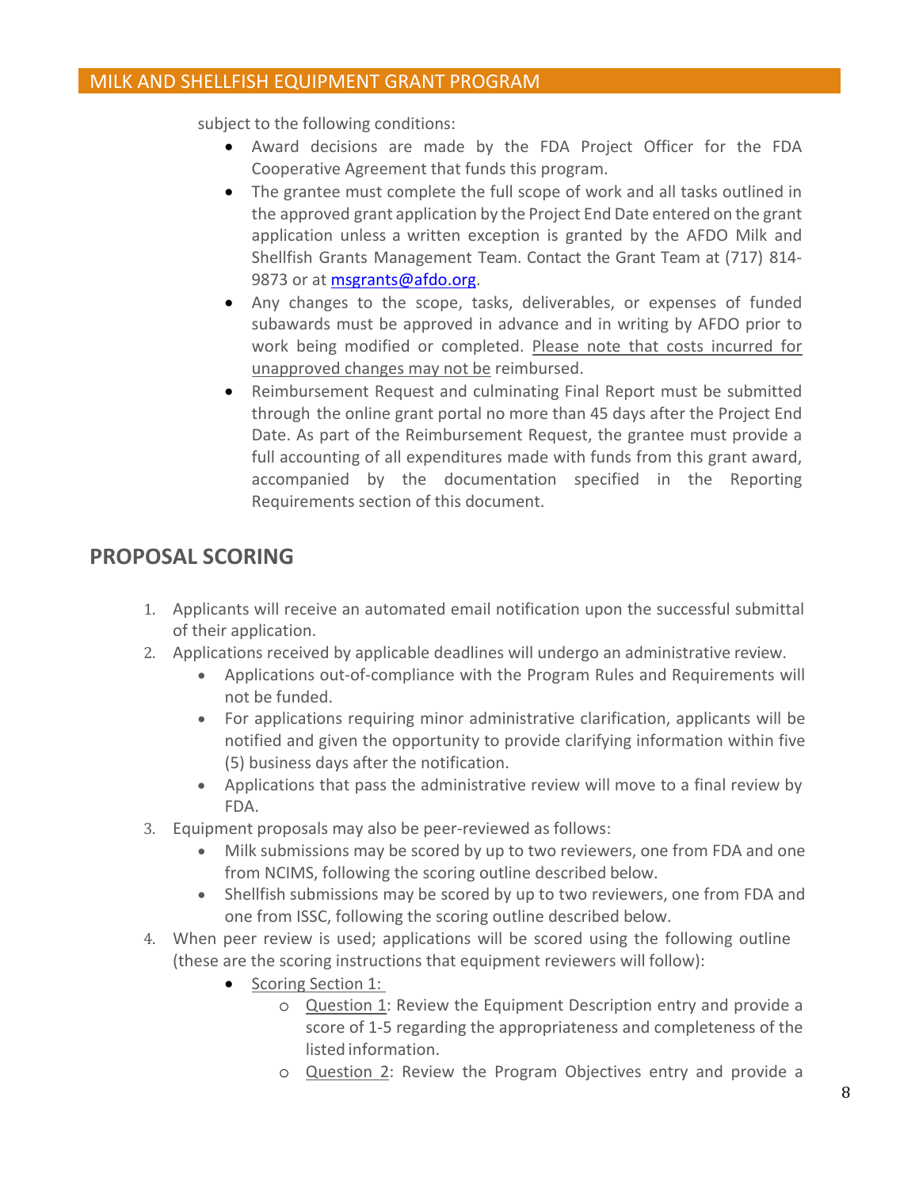subject to the following conditions:

- Award decisions are made by the FDA Project Officer for the FDA Cooperative Agreement that funds this program.
- The grantee must complete the full scope of work and all tasks outlined in the approved grant application by the Project End Date entered on the grant application unless a written exception is granted by the AFDO Milk and Shellfish Grants Management Team. Contact the Grant Team at (717) 814-9873 or at msgrants@afdo.org.
- Any changes to the scope, tasks, deliverables, or expenses of funded subawards must be approved in advance and in writing by AFDO prior to work being modified or completed. Please note that costs incurred for unapproved changes may not be reimbursed.
- Reimbursement Request and culminating Final Report must be submitted through the online grant portal no more than 45 days after the Project End Date. As part of the Reimbursement Request, the grantee must provide a full accounting of all expenditures made with funds from this grant award, accompanied by the documentation specified in the Reporting Requirements section of this document.

## PROPOSAL SCORING

1. Applicants will receive an automated email notification upon the successful submittal of their application.
2. Applications received by applicable deadlines will undergo an administrative review.
   - Applications out-of-compliance with the Program Rules and Requirements will not be funded.
   - For applications requiring minor administrative clarification, applicants will be notified and given the opportunity to provide clarifying information within five (5) business days after the notification.
   - Applications that pass the administrative review will move to a final review by FDA.
3. Equipment proposals may also be peer-reviewed as follows:
   - Milk submissions may be scored by up to two reviewers, one from FDA and one from NCIMS, following the scoring outline described below.
   - Shellfish submissions may be scored by up to two reviewers, one from FDA and one from ISSC, following the scoring outline described below.
4. When peer review is used; applications will be scored using the following outline (these are the scoring instructions that equipment reviewers will follow):
   - Scoring Section 1:
     - Question 1: Review the Equipment Description entry and provide a score of 1-5 regarding the appropriateness and completeness of the listed information.
     - Question 2: Review the Program Objectives entry and provide a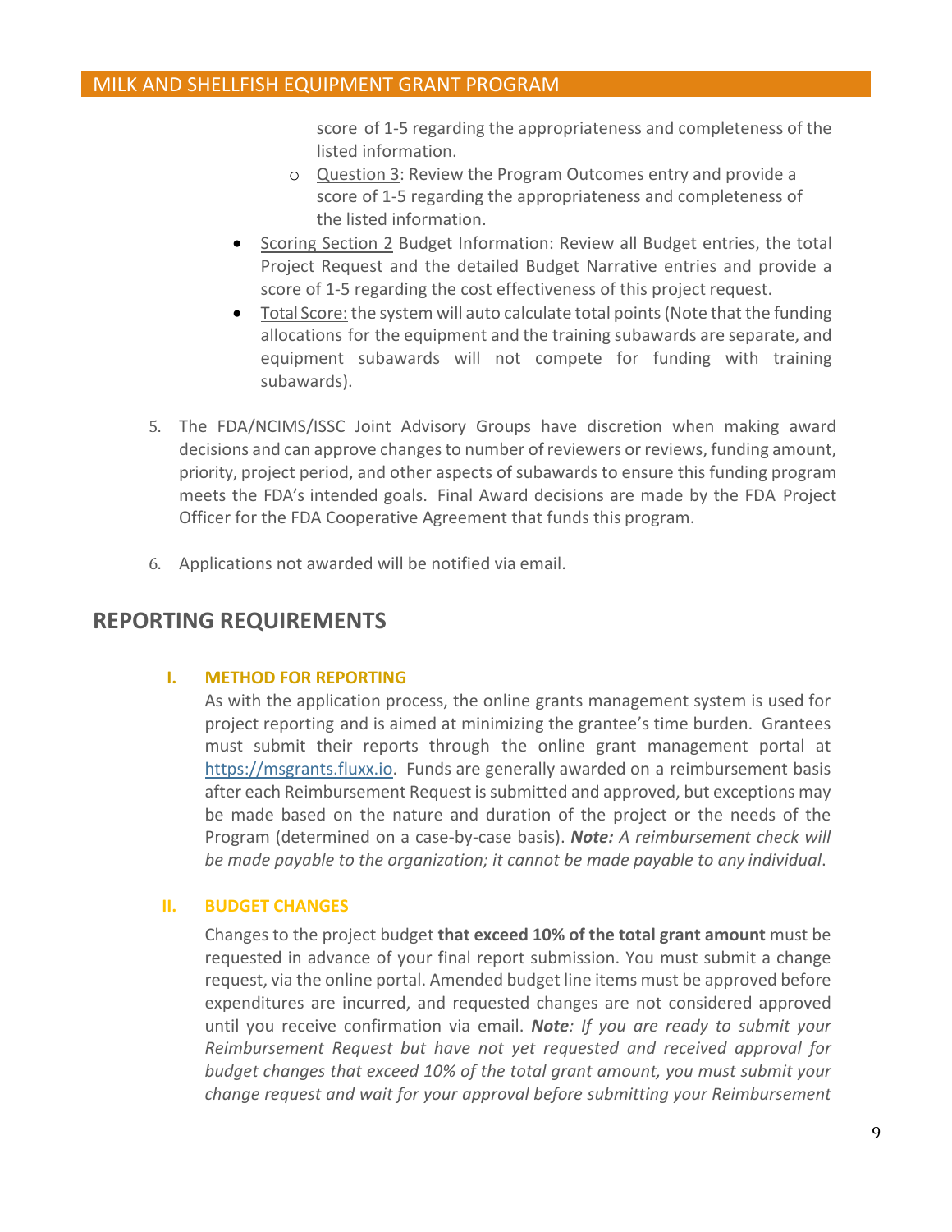score of 1-5 regarding the appropriateness and completeness of the listed information.

  - Question 3: Review the Program Outcomes entry and provide a score of 1-5 regarding the appropriateness and completeness of the listed information.

- Scoring Section 2 Budget Information: Review all Budget entries, the total Project Request and the detailed Budget Narrative entries and provide a score of 1-5 regarding the cost effectiveness of this project request.
- Total Score: the system will auto calculate total points (Note that the funding allocations for the equipment and the training subawards are separate, and equipment subawards will not compete for funding with training subawards).

5. The FDA/NCIMS/ISSC Joint Advisory Groups have discretion when making award decisions and can approve changes to number of reviewers or reviews, funding amount, priority, project period, and other aspects of subawards to ensure this funding program meets the FDA's intended goals. Final Award decisions are made by the FDA Project Officer for the FDA Cooperative Agreement that funds this program.

6. Applications not awarded will be notified via email.

## REPORTING REQUIREMENTS

### I. METHOD FOR REPORTING

As with the application process, the online grants management system is used for project reporting and is aimed at minimizing the grantee's time burden. Grantees must submit their reports through the online grant management portal at https://msgrants.fluxx.io. Funds are generally awarded on a reimbursement basis after each Reimbursement Request is submitted and approved, but exceptions may be made based on the nature and duration of the project or the needs of the Program (determined on a case-by-case basis). ***Note:*** *A reimbursement check will be made payable to the organization; it cannot be made payable to any individual*.

### II. BUDGET CHANGES

Changes to the project budget **that exceed 10% of the total grant amount** must be requested in advance of your final report submission. You must submit a change request, via the online portal. Amended budget line items must be approved before expenditures are incurred, and requested changes are not considered approved until you receive confirmation via email. ***Note****: If you are ready to submit your Reimbursement Request but have not yet requested and received approval for budget changes that exceed 10% of the total grant amount, you must submit your change request and wait for your approval before submitting your Reimbursement*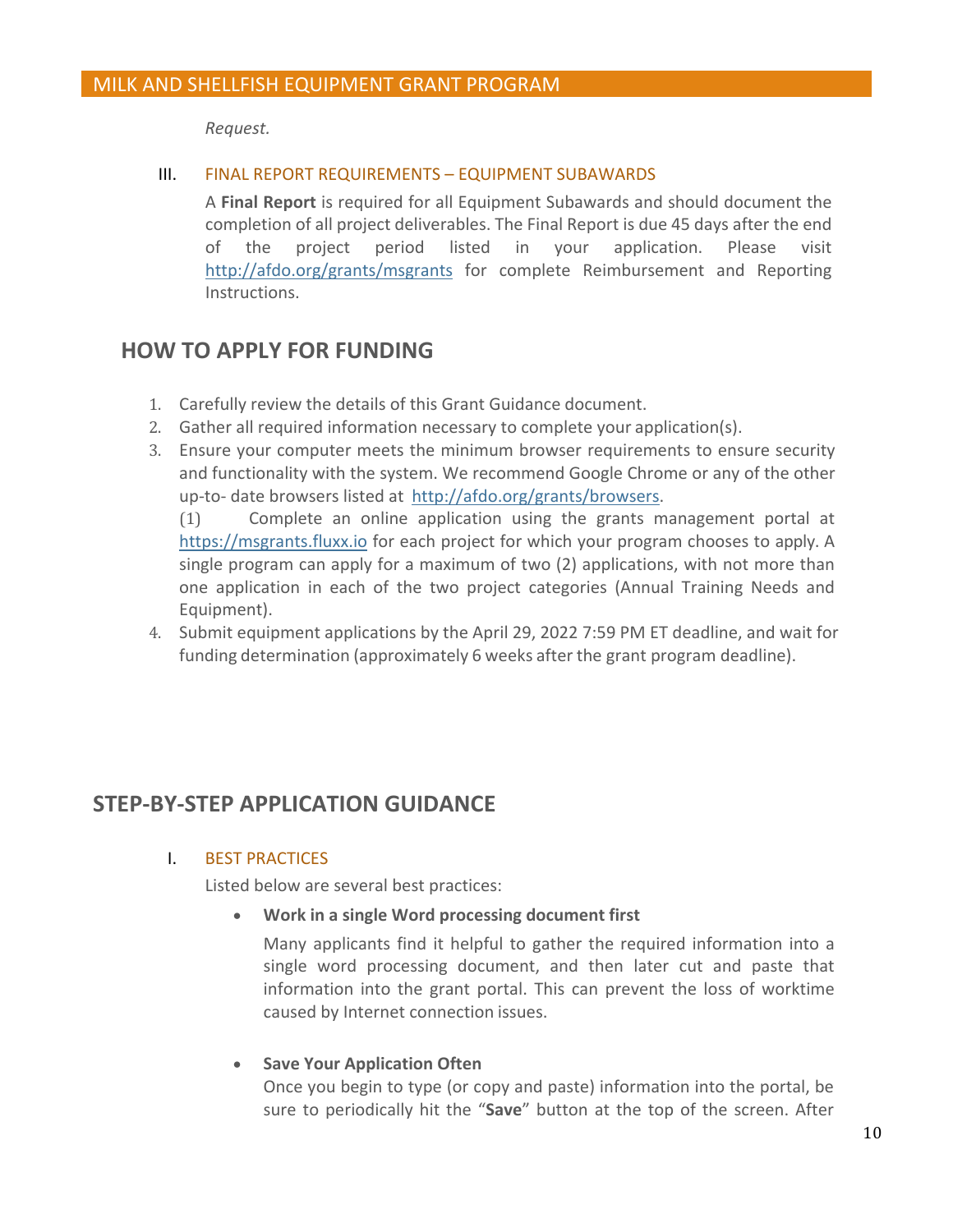*Request.*

III. FINAL REPORT REQUIREMENTS – EQUIPMENT SUBAWARDS

A **Final Report** is required for all Equipment Subawards and should document the completion of all project deliverables. The Final Report is due 45 days after the end of the project period listed in your application. Please visit http://afdo.org/grants/msgrants for complete Reimbursement and Reporting Instructions.

## HOW TO APPLY FOR FUNDING

1. Carefully review the details of this Grant Guidance document.
2. Gather all required information necessary to complete your application(s).
3. Ensure your computer meets the minimum browser requirements to ensure security and functionality with the system. We recommend Google Chrome or any of the other up-to- date browsers listed at http://afdo.org/grants/browsers.
   (1) Complete an online application using the grants management portal at https://msgrants.fluxx.io for each project for which your program chooses to apply. A single program can apply for a maximum of two (2) applications, with not more than one application in each of the two project categories (Annual Training Needs and Equipment).
4. Submit equipment applications by the April 29, 2022 7:59 PM ET deadline, and wait for funding determination (approximately 6 weeks after the grant program deadline).

## STEP-BY-STEP APPLICATION GUIDANCE

I. BEST PRACTICES

Listed below are several best practices:

- **Work in a single Word processing document first**

  Many applicants find it helpful to gather the required information into a single word processing document, and then later cut and paste that information into the grant portal. This can prevent the loss of worktime caused by Internet connection issues.

- **Save Your Application Often**

  Once you begin to type (or copy and paste) information into the portal, be sure to periodically hit the "**Save**" button at the top of the screen. After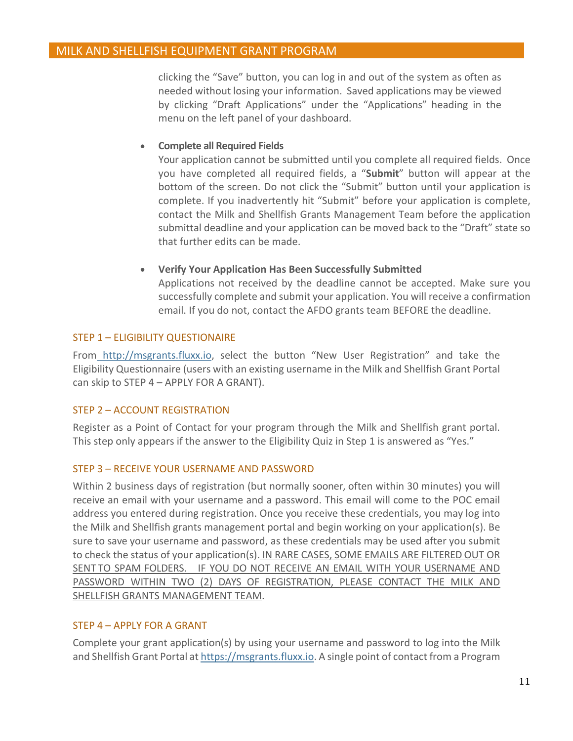clicking the "Save" button, you can log in and out of the system as often as needed without losing your information. Saved applications may be viewed by clicking "Draft Applications" under the "Applications" heading in the menu on the left panel of your dashboard.

- **Complete all Required Fields**
  Your application cannot be submitted until you complete all required fields. Once you have completed all required fields, a "**Submit**" button will appear at the bottom of the screen. Do not click the "Submit" button until your application is complete. If you inadvertently hit "Submit" before your application is complete, contact the Milk and Shellfish Grants Management Team before the application submittal deadline and your application can be moved back to the "Draft" state so that further edits can be made.

- **Verify Your Application Has Been Successfully Submitted**
  Applications not received by the deadline cannot be accepted. Make sure you successfully complete and submit your application. You will receive a confirmation email. If you do not, contact the AFDO grants team BEFORE the deadline.

### STEP 1 – ELIGIBILITY QUESTIONAIRE

From http://msgrants.fluxx.io, select the button "New User Registration" and take the Eligibility Questionnaire (users with an existing username in the Milk and Shellfish Grant Portal can skip to STEP 4 – APPLY FOR A GRANT).

### STEP 2 – ACCOUNT REGISTRATION

Register as a Point of Contact for your program through the Milk and Shellfish grant portal. This step only appears if the answer to the Eligibility Quiz in Step 1 is answered as "Yes."

### STEP 3 – RECEIVE YOUR USERNAME AND PASSWORD

Within 2 business days of registration (but normally sooner, often within 30 minutes) you will receive an email with your username and a password. This email will come to the POC email address you entered during registration. Once you receive these credentials, you may log into the Milk and Shellfish grants management portal and begin working on your application(s). Be sure to save your username and password, as these credentials may be used after you submit to check the status of your application(s). IN RARE CASES, SOME EMAILS ARE FILTERED OUT OR SENT TO SPAM FOLDERS. IF YOU DO NOT RECEIVE AN EMAIL WITH YOUR USERNAME AND PASSWORD WITHIN TWO (2) DAYS OF REGISTRATION, PLEASE CONTACT THE MILK AND SHELLFISH GRANTS MANAGEMENT TEAM.

### STEP 4 – APPLY FOR A GRANT

Complete your grant application(s) by using your username and password to log into the Milk and Shellfish Grant Portal at https://msgrants.fluxx.io. A single point of contact from a Program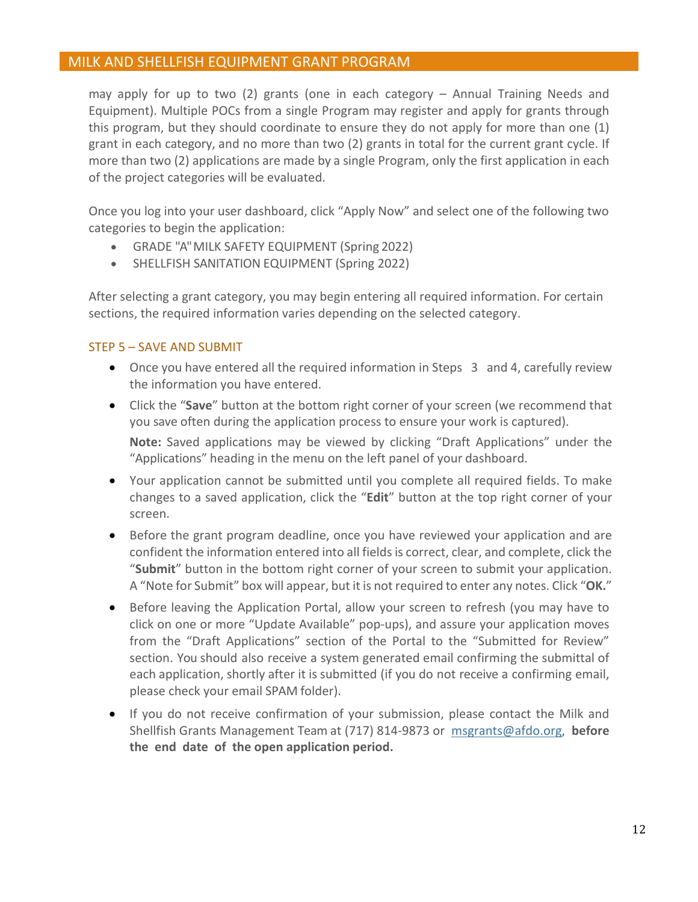may apply for up to two (2) grants (one in each category – Annual Training Needs and Equipment). Multiple POCs from a single Program may register and apply for grants through this program, but they should coordinate to ensure they do not apply for more than one (1) grant in each category, and no more than two (2) grants in total for the current grant cycle. If more than two (2) applications are made by a single Program, only the first application in each of the project categories will be evaluated.

Once you log into your user dashboard, click "Apply Now" and select one of the following two categories to begin the application:

- GRADE "A" MILK SAFETY EQUIPMENT (Spring 2022)
- SHELLFISH SANITATION EQUIPMENT (Spring 2022)

After selecting a grant category, you may begin entering all required information. For certain sections, the required information varies depending on the selected category.

### STEP 5 – SAVE AND SUBMIT

- Once you have entered all the required information in Steps 3 and 4, carefully review the information you have entered.
- Click the "**Save**" button at the bottom right corner of your screen (we recommend that you save often during the application process to ensure your work is captured).

  **Note:** Saved applications may be viewed by clicking "Draft Applications" under the "Applications" heading in the menu on the left panel of your dashboard.
- Your application cannot be submitted until you complete all required fields. To make changes to a saved application, click the "**Edit**" button at the top right corner of your screen.
- Before the grant program deadline, once you have reviewed your application and are confident the information entered into all fields is correct, clear, and complete, click the "**Submit**" button in the bottom right corner of your screen to submit your application. A "Note for Submit" box will appear, but it is not required to enter any notes. Click "**OK.**"
- Before leaving the Application Portal, allow your screen to refresh (you may have to click on one or more "Update Available" pop-ups), and assure your application moves from the "Draft Applications" section of the Portal to the "Submitted for Review" section. You should also receive a system generated email confirming the submittal of each application, shortly after it is submitted (if you do not receive a confirming email, please check your email SPAM folder).
- If you do not receive confirmation of your submission, please contact the Milk and Shellfish Grants Management Team at (717) 814-9873 or msgrants@afdo.org, **before the end date of the open application period.**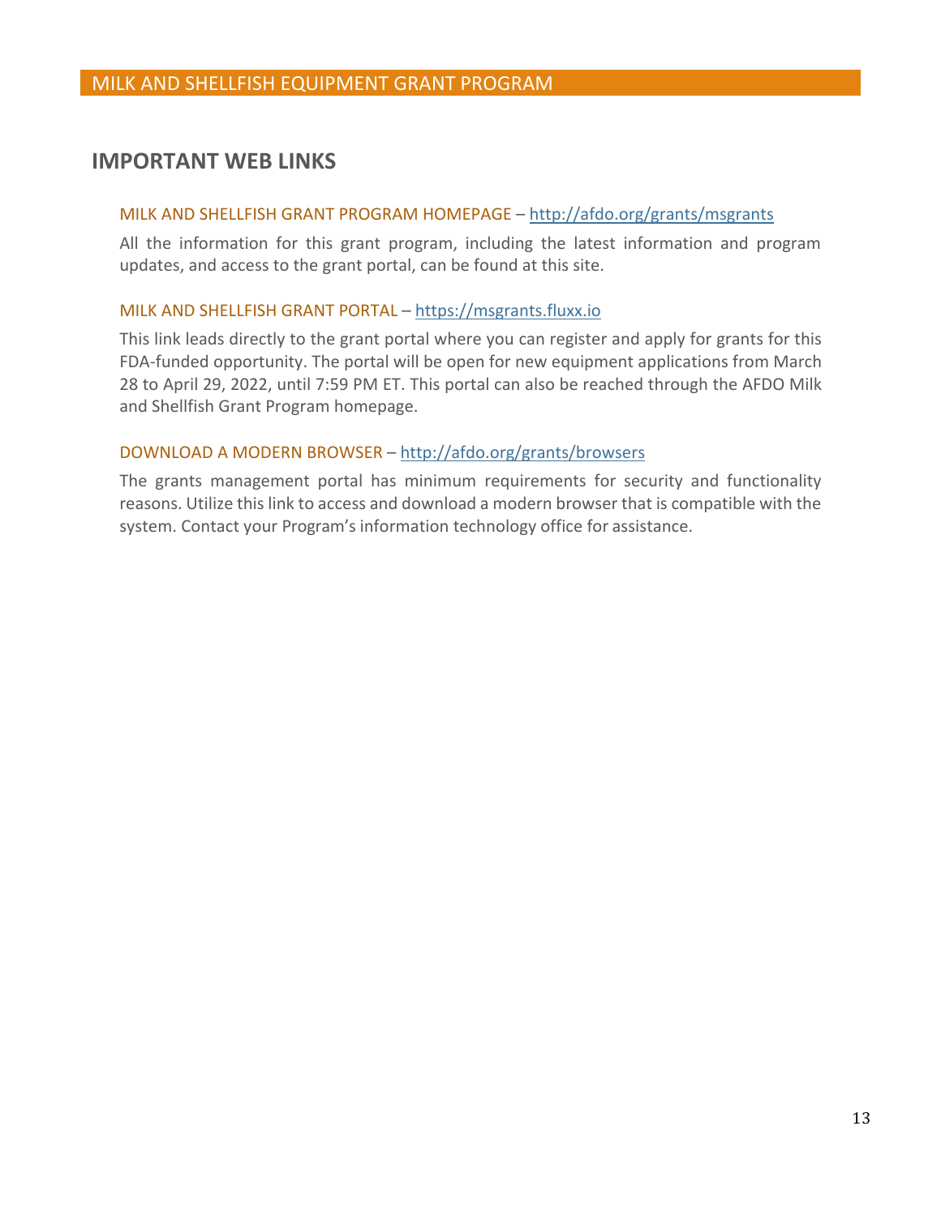# MILK AND SHELLFISH EQUIPMENT GRANT PROGRAM

## IMPORTANT WEB LINKS

### MILK AND SHELLFISH GRANT PROGRAM HOMEPAGE – http://afdo.org/grants/msgrants

All the information for this grant program, including the latest information and program updates, and access to the grant portal, can be found at this site.

### MILK AND SHELLFISH GRANT PORTAL – https://msgrants.fluxx.io

This link leads directly to the grant portal where you can register and apply for grants for this FDA-funded opportunity. The portal will be open for new equipment applications from March 28 to April 29, 2022, until 7:59 PM ET. This portal can also be reached through the AFDO Milk and Shellfish Grant Program homepage.

### DOWNLOAD A MODERN BROWSER – http://afdo.org/grants/browsers

The grants management portal has minimum requirements for security and functionality reasons. Utilize this link to access and download a modern browser that is compatible with the system. Contact your Program's information technology office for assistance.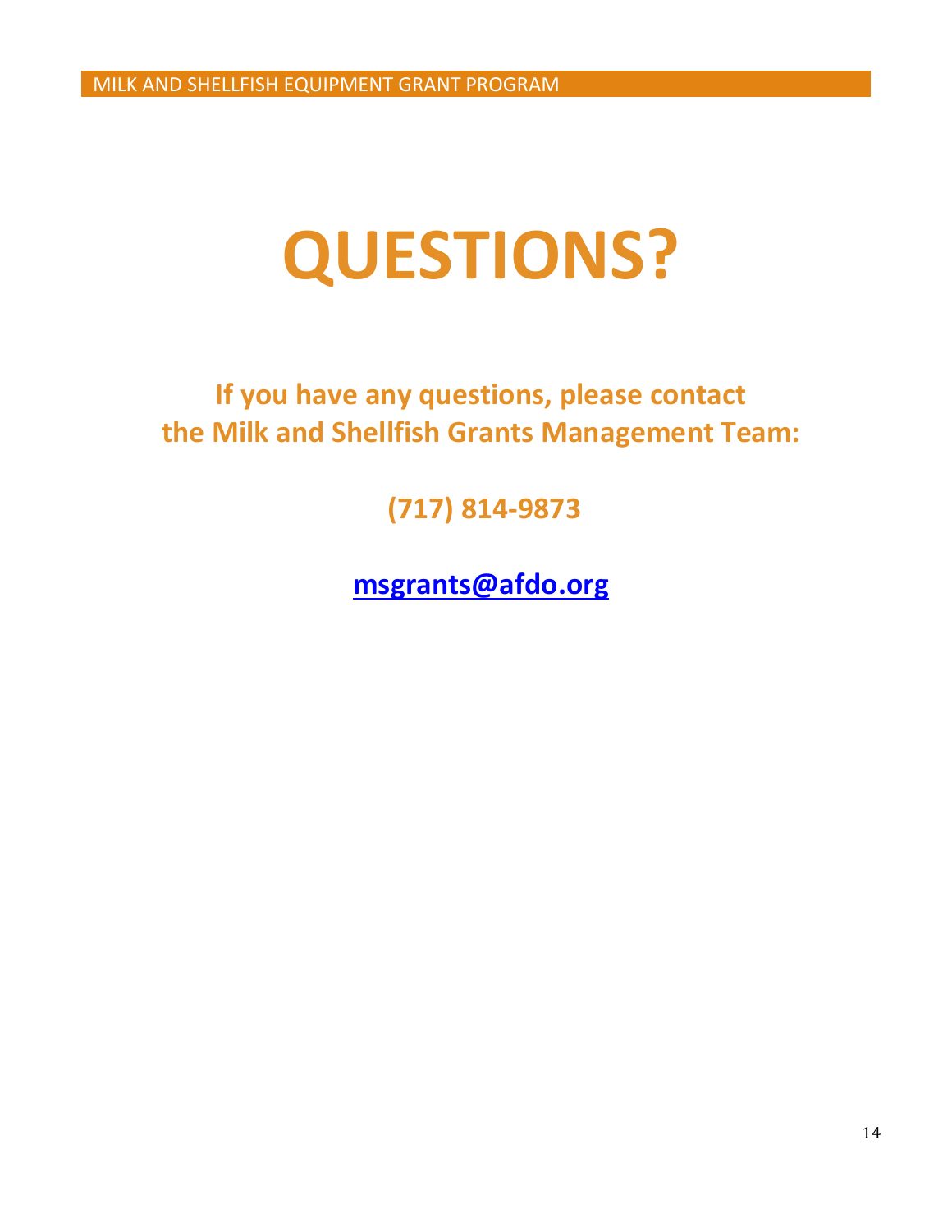# QUESTIONS?

**If you have any questions, please contact the Milk and Shellfish Grants Management Team:**

**(717) 814-9873**

**msgrants@afdo.org**